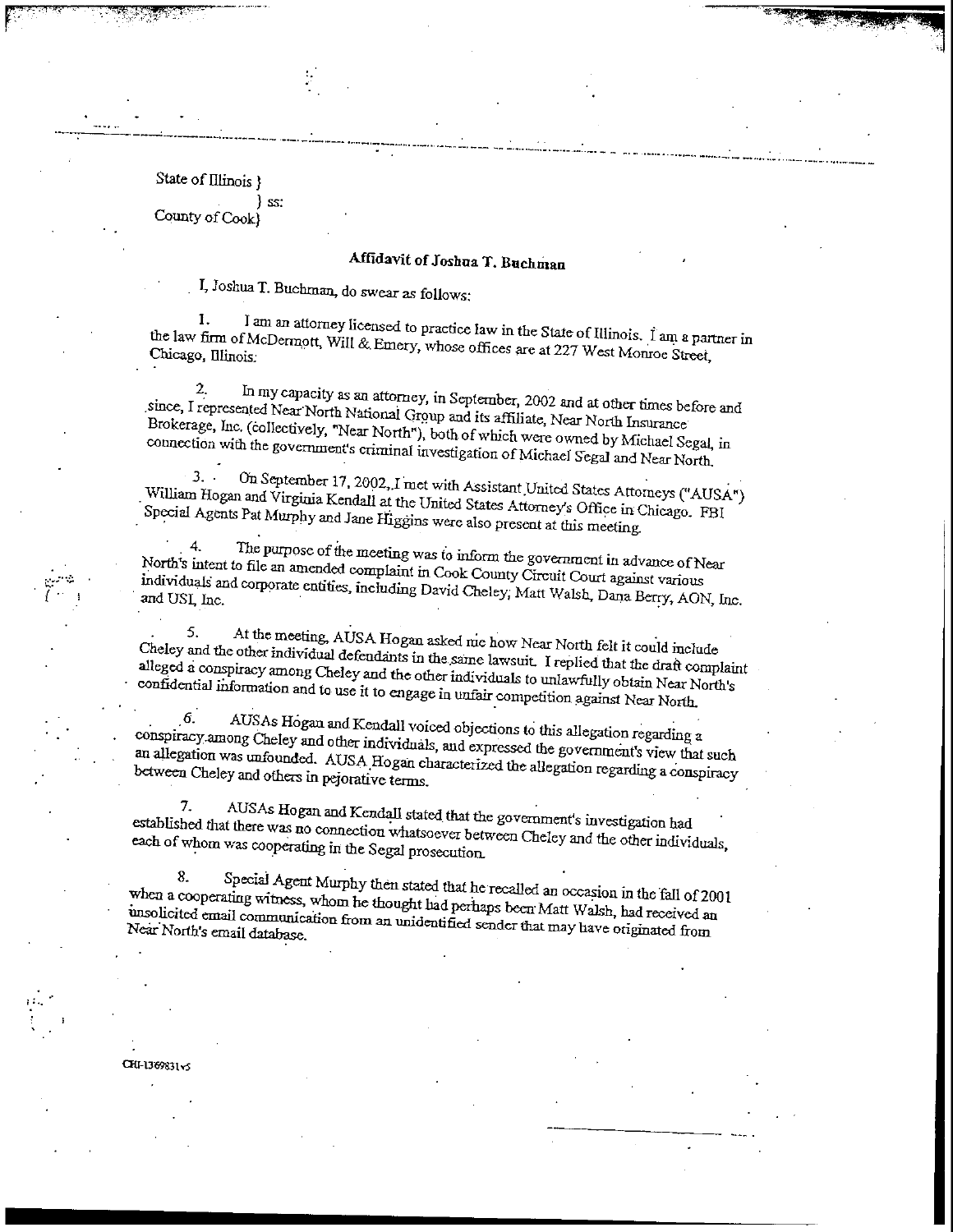State of Illinois }
} ss:
County of Cook}

## Affidavit of Joshua T. Buchman

I, Joshua T. Buchman, do swear as follows:

1. I am an attorney licensed to practice law in the State of Illinois. I am a partner in the law firm of McDermott, Will & Emery, whose offices are at 227 West Monroe Street, Chicago, Illinois.

2. In my capacity as an attorney, in September, 2002 and at other times before and since, I represented Near North National Group and its affiliate, Near North Insurance Brokerage, Inc. (collectively, "Near North"), both of which were owned by Michael Segal, in connection with the government's criminal investigation of Michael Segal and Near North.

3. On September 17, 2002, I met with Assistant United States Attorneys ("AUSA") William Hogan and Virginia Kendall at the United States Attorney's Office in Chicago. FBI Special Agents Pat Murphy and Jane Higgins were also present at this meeting.

4. The purpose of the meeting was to inform the government in advance of Near North's intent to file an amended complaint in Cook County Circuit Court against various individuals and corporate entities, including David Cheley, Matt Walsh, Dana Berry, AON, Inc. and USI, Inc.

5. At the meeting, AUSA Hogan asked me how Near North felt it could include Cheley and the other individual defendants in the same lawsuit. I replied that the draft complaint alleged a conspiracy among Cheley and the other individuals to unlawfully obtain Near North's confidential information and to use it to engage in unfair competition against Near North.

6. AUSAs Hogan and Kendall voiced objections to this allegation regarding a conspiracy among Cheley and other individuals, and expressed the government's view that such an allegation was unfounded. AUSA Hogan characterized the allegation regarding a conspiracy between Cheley and others in pejorative terms.

7. AUSAs Hogan and Kendall stated that the government's investigation had established that there was no connection whatsoever between Cheley and the other individuals, each of whom was cooperating in the Segal prosecution.

8. Special Agent Murphy then stated that he recalled an occasion in the fall of 2001 when a cooperating witness, whom he thought had perhaps been Matt Walsh, had received an unsolicited email communication from an unidentified sender that may have originated from Near North's email database.

CHI-1369831v5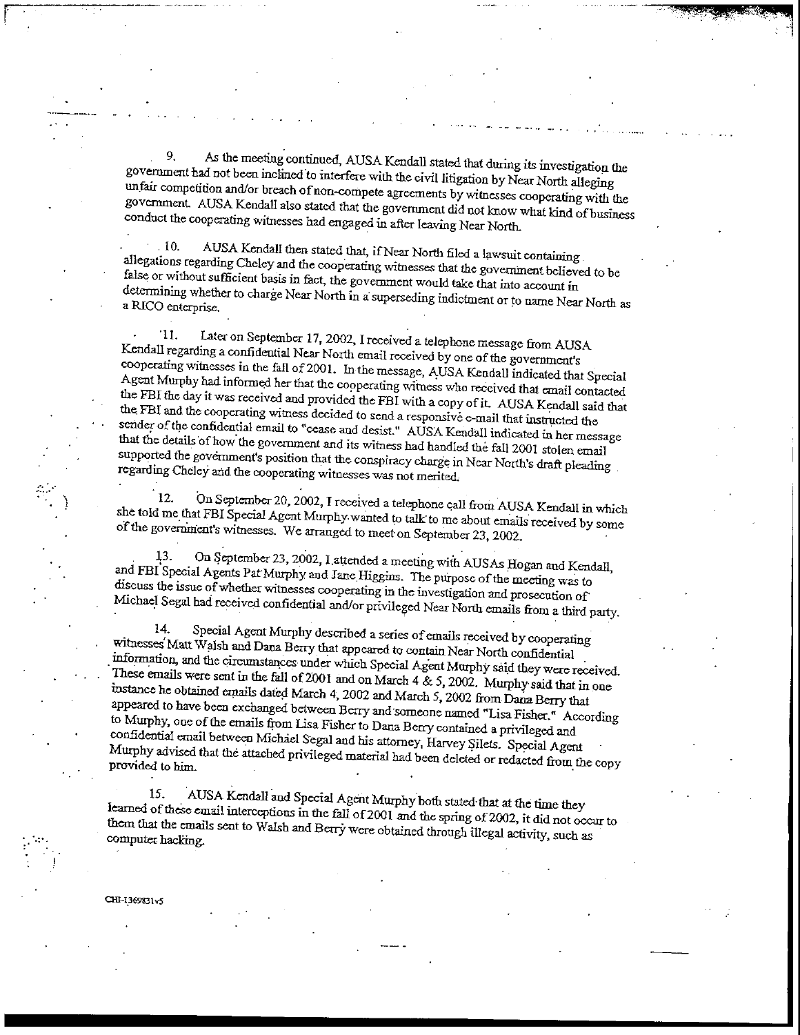9. As the meeting continued, AUSA Kendall stated that during its investigation the government had not been inclined to interfere with the civil litigation by Near North alleging unfair competition and/or breach of non-compete agreements by witnesses cooperating with the government. AUSA Kendall also stated that the government did not know what kind of business conduct the cooperating witnesses had engaged in after leaving Near North.

10. AUSA Kendall then stated that, if Near North filed a lawsuit containing allegations regarding Cheley and the cooperating witnesses that the government believed to be false or without sufficient basis in fact, the government would take that into account in determining whether to charge Near North in a superseding indictment or to name Near North as a RICO enterprise.

11. Later on September 17, 2002, I received a telephone message from AUSA Kendall regarding a confidential Near North email received by one of the government's cooperating witnesses in the fall of 2001. In the message, AUSA Kendall indicated that Special Agent Murphy had informed her that the cooperating witness who received that email contacted the FBI the day it was received and provided the FBI with a copy of it. AUSA Kendall said that the FBI and the cooperating witness decided to send a responsive e-mail that instructed the sender of the confidential email to "cease and desist." AUSA Kendall indicated in her message that the details of how the government and its witness had handled the fall 2001 stolen email supported the government's position that the conspiracy charge in Near North's draft pleading regarding Cheley and the cooperating witnesses was not merited.

12. On September 20, 2002, I received a telephone call from AUSA Kendall in which she told me that FBI Special Agent Murphy wanted to talk to me about emails received by some of the government's witnesses. We arranged to meet on September 23, 2002.

13. On September 23, 2002, I attended a meeting with AUSAs Hogan and Kendall, and FBI Special Agents Pat Murphy and Jane Higgins. The purpose of the meeting was to discuss the issue of whether witnesses cooperating in the investigation and prosecution of Michael Segal had received confidential and/or privileged Near North emails from a third party.

14. Special Agent Murphy described a series of emails received by cooperating witnesses Matt Walsh and Dana Berry that appeared to contain Near North confidential information, and the circumstances under which Special Agent Murphy said they were received. These emails were sent in the fall of 2001 and on March 4 & 5, 2002. Murphy said that in one instance he obtained emails dated March 4, 2002 and March 5, 2002 from Dana Berry that appeared to have been exchanged between Berry and someone named "Lisa Fisher." According to Murphy, one of the emails from Lisa Fisher to Dana Berry contained a privileged and confidential email between Michael Segal and his attorney, Harvey Silets. Special Agent Murphy advised that the attached privileged material had been deleted or redacted from the copy provided to him.

15. AUSA Kendall and Special Agent Murphy both stated that at the time they learned of these email interceptions in the fall of 2001 and the spring of 2002, it did not occur to them that the emails sent to Walsh and Berry were obtained through illegal activity, such as computer hacking.

CHI-1369831v5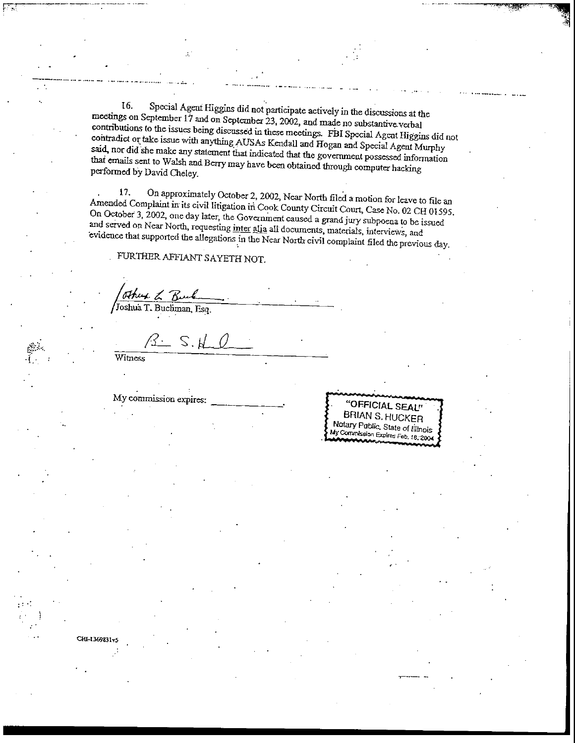16. Special Agent Higgins did not participate actively in the discussions at the meetings on September 17 and on September 23, 2002, and made no substantive verbal contributions to the issues being discussed in these meetings. FBI Special Agent Higgins did not contradict or take issue with anything AUSAs Kendall and Hogan and Special Agent Murphy said, nor did she make any statement that indicated that the government possessed information that emails sent to Walsh and Berry may have been obtained through computer hacking performed by David Cheley.

17. On approximately October 2, 2002, Near North filed a motion for leave to file an Amended Complaint in its civil litigation in Cook County Circuit Court, Case No. 02 CH 01595. On October 3, 2002, one day later, the Government caused a grand jury subpoena to be issued and served on Near North, requesting inter alia all documents, materials, interviews, and evidence that supported the allegations in the Near North civil complaint filed the previous day.

FURTHER AFFIANT SAYETH NOT.

Joshua T. Buchman, Esq.

Witness

My commission expires: ____________.

"OFFICIAL SEAL"
BRIAN S. HUCKER
Notary Public, State of Illinois
My Commission Expires Feb. 18, 2004

CHI-1369831v5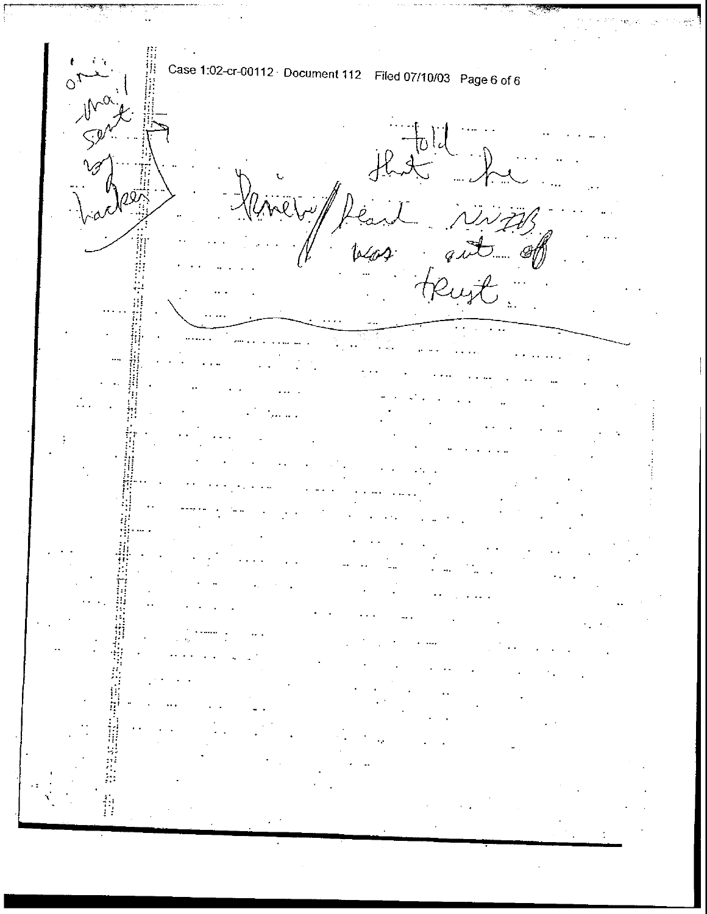one e-mail sent by hacker

told that he knew/heard NWZB was out of trust.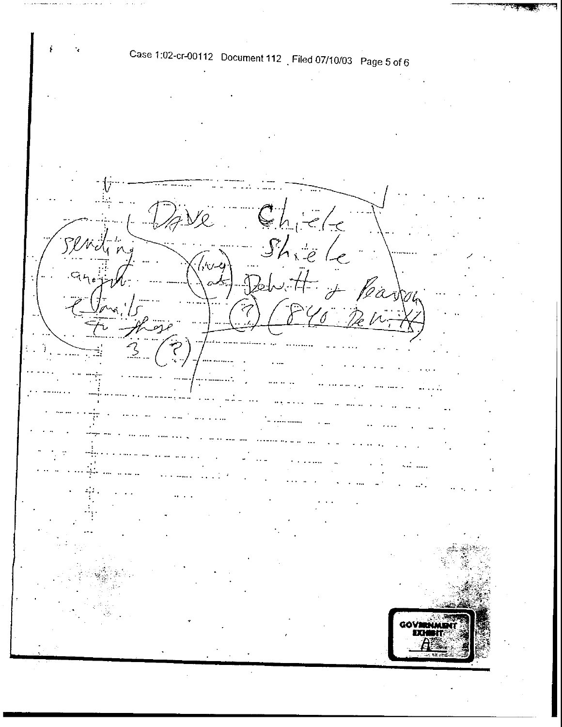Dave Chiele

Shiele

(live at) Dewitt & Barron

(?) (840 Dewitt)

sending anything e-mails to these 3 (?)

GOVERNMENT EXHIBIT A